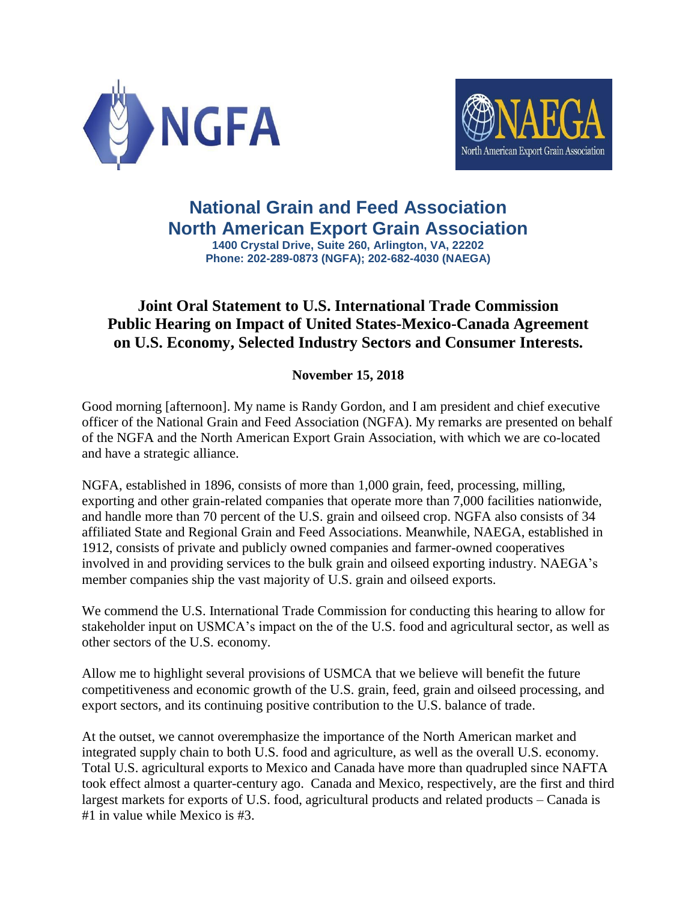# National Grain and Feed Association
# North American Export Grain Association

**1400 Crystal Drive, Suite 260, Arlington, VA, 22202**
**Phone: 202-289-0873 (NGFA); 202-682-4030 (NAEGA)**

## Joint Oral Statement to U.S. International Trade Commission Public Hearing on Impact of United States-Mexico-Canada Agreement on U.S. Economy, Selected Industry Sectors and Consumer Interests.

**November 15, 2018**

Good morning [afternoon]. My name is Randy Gordon, and I am president and chief executive officer of the National Grain and Feed Association (NGFA). My remarks are presented on behalf of the NGFA and the North American Export Grain Association, with which we are co-located and have a strategic alliance.

NGFA, established in 1896, consists of more than 1,000 grain, feed, processing, milling, exporting and other grain-related companies that operate more than 7,000 facilities nationwide, and handle more than 70 percent of the U.S. grain and oilseed crop. NGFA also consists of 34 affiliated State and Regional Grain and Feed Associations. Meanwhile, NAEGA, established in 1912, consists of private and publicly owned companies and farmer-owned cooperatives involved in and providing services to the bulk grain and oilseed exporting industry. NAEGA's member companies ship the vast majority of U.S. grain and oilseed exports.

We commend the U.S. International Trade Commission for conducting this hearing to allow for stakeholder input on USMCA's impact on the of the U.S. food and agricultural sector, as well as other sectors of the U.S. economy.

Allow me to highlight several provisions of USMCA that we believe will benefit the future competitiveness and economic growth of the U.S. grain, feed, grain and oilseed processing, and export sectors, and its continuing positive contribution to the U.S. balance of trade.

At the outset, we cannot overemphasize the importance of the North American market and integrated supply chain to both U.S. food and agriculture, as well as the overall U.S. economy. Total U.S. agricultural exports to Mexico and Canada have more than quadrupled since NAFTA took effect almost a quarter-century ago. Canada and Mexico, respectively, are the first and third largest markets for exports of U.S. food, agricultural products and related products – Canada is #1 in value while Mexico is #3.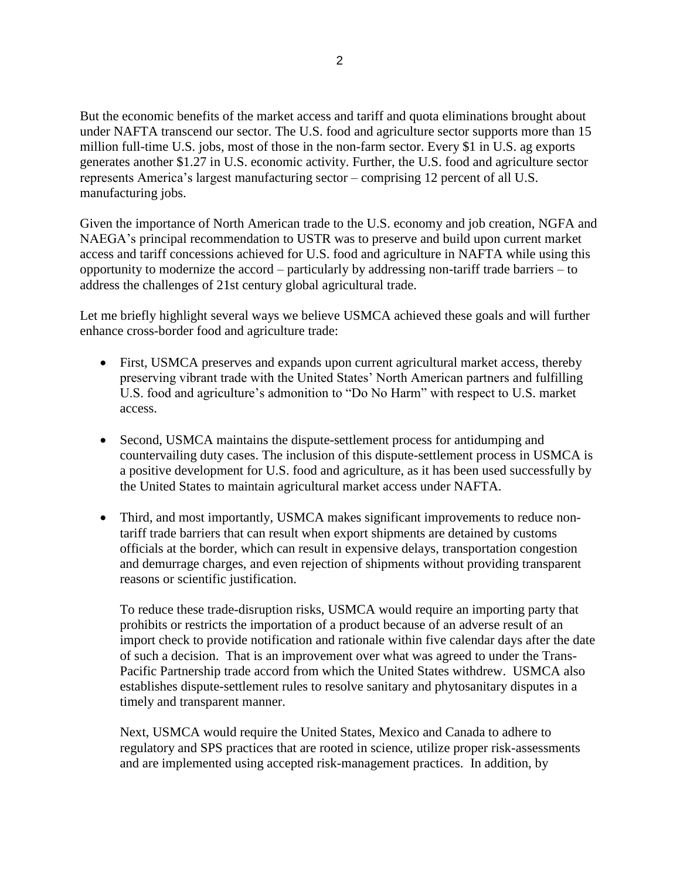But the economic benefits of the market access and tariff and quota eliminations brought about under NAFTA transcend our sector. The U.S. food and agriculture sector supports more than 15 million full-time U.S. jobs, most of those in the non-farm sector. Every $1 in U.S. ag exports generates another $1.27 in U.S. economic activity. Further, the U.S. food and agriculture sector represents America's largest manufacturing sector – comprising 12 percent of all U.S. manufacturing jobs.

Given the importance of North American trade to the U.S. economy and job creation, NGFA and NAEGA's principal recommendation to USTR was to preserve and build upon current market access and tariff concessions achieved for U.S. food and agriculture in NAFTA while using this opportunity to modernize the accord – particularly by addressing non-tariff trade barriers – to address the challenges of 21st century global agricultural trade.

Let me briefly highlight several ways we believe USMCA achieved these goals and will further enhance cross-border food and agriculture trade:

- First, USMCA preserves and expands upon current agricultural market access, thereby preserving vibrant trade with the United States' North American partners and fulfilling U.S. food and agriculture's admonition to "Do No Harm" with respect to U.S. market access.

- Second, USMCA maintains the dispute-settlement process for antidumping and countervailing duty cases. The inclusion of this dispute-settlement process in USMCA is a positive development for U.S. food and agriculture, as it has been used successfully by the United States to maintain agricultural market access under NAFTA.

- Third, and most importantly, USMCA makes significant improvements to reduce non-tariff trade barriers that can result when export shipments are detained by customs officials at the border, which can result in expensive delays, transportation congestion and demurrage charges, and even rejection of shipments without providing transparent reasons or scientific justification.

  To reduce these trade-disruption risks, USMCA would require an importing party that prohibits or restricts the importation of a product because of an adverse result of an import check to provide notification and rationale within five calendar days after the date of such a decision. That is an improvement over what was agreed to under the Trans-Pacific Partnership trade accord from which the United States withdrew. USMCA also establishes dispute-settlement rules to resolve sanitary and phytosanitary disputes in a timely and transparent manner.

  Next, USMCA would require the United States, Mexico and Canada to adhere to regulatory and SPS practices that are rooted in science, utilize proper risk-assessments and are implemented using accepted risk-management practices. In addition, by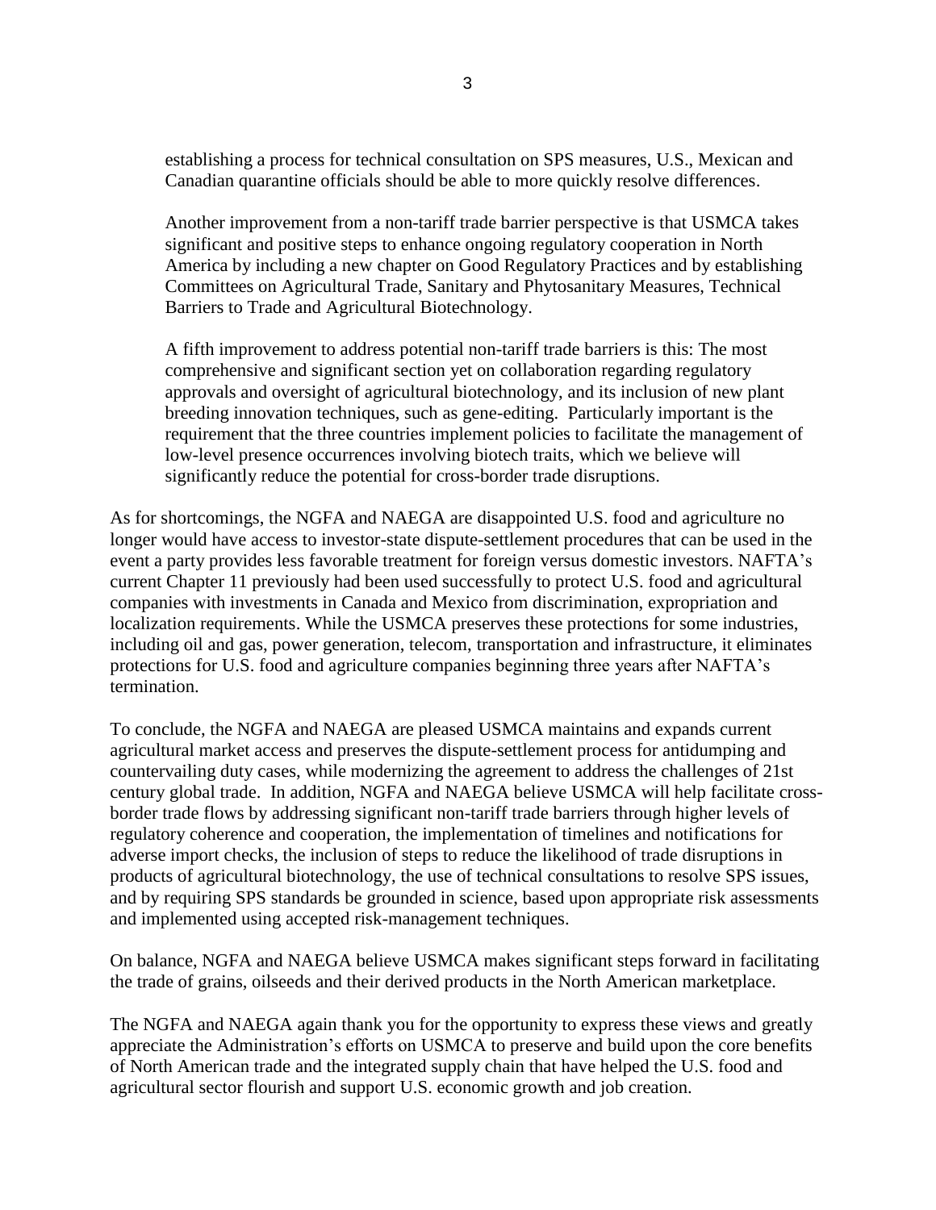establishing a process for technical consultation on SPS measures, U.S., Mexican and Canadian quarantine officials should be able to more quickly resolve differences.

> Another improvement from a non-tariff trade barrier perspective is that USMCA takes significant and positive steps to enhance ongoing regulatory cooperation in North America by including a new chapter on Good Regulatory Practices and by establishing Committees on Agricultural Trade, Sanitary and Phytosanitary Measures, Technical Barriers to Trade and Agricultural Biotechnology.
>
> A fifth improvement to address potential non-tariff trade barriers is this: The most comprehensive and significant section yet on collaboration regarding regulatory approvals and oversight of agricultural biotechnology, and its inclusion of new plant breeding innovation techniques, such as gene-editing. Particularly important is the requirement that the three countries implement policies to facilitate the management of low-level presence occurrences involving biotech traits, which we believe will significantly reduce the potential for cross-border trade disruptions.

As for shortcomings, the NGFA and NAEGA are disappointed U.S. food and agriculture no longer would have access to investor-state dispute-settlement procedures that can be used in the event a party provides less favorable treatment for foreign versus domestic investors. NAFTA's current Chapter 11 previously had been used successfully to protect U.S. food and agricultural companies with investments in Canada and Mexico from discrimination, expropriation and localization requirements. While the USMCA preserves these protections for some industries, including oil and gas, power generation, telecom, transportation and infrastructure, it eliminates protections for U.S. food and agriculture companies beginning three years after NAFTA's termination.

To conclude, the NGFA and NAEGA are pleased USMCA maintains and expands current agricultural market access and preserves the dispute-settlement process for antidumping and countervailing duty cases, while modernizing the agreement to address the challenges of 21st century global trade. In addition, NGFA and NAEGA believe USMCA will help facilitate cross-border trade flows by addressing significant non-tariff trade barriers through higher levels of regulatory coherence and cooperation, the implementation of timelines and notifications for adverse import checks, the inclusion of steps to reduce the likelihood of trade disruptions in products of agricultural biotechnology, the use of technical consultations to resolve SPS issues, and by requiring SPS standards be grounded in science, based upon appropriate risk assessments and implemented using accepted risk-management techniques.

On balance, NGFA and NAEGA believe USMCA makes significant steps forward in facilitating the trade of grains, oilseeds and their derived products in the North American marketplace.

The NGFA and NAEGA again thank you for the opportunity to express these views and greatly appreciate the Administration's efforts on USMCA to preserve and build upon the core benefits of North American trade and the integrated supply chain that have helped the U.S. food and agricultural sector flourish and support U.S. economic growth and job creation.